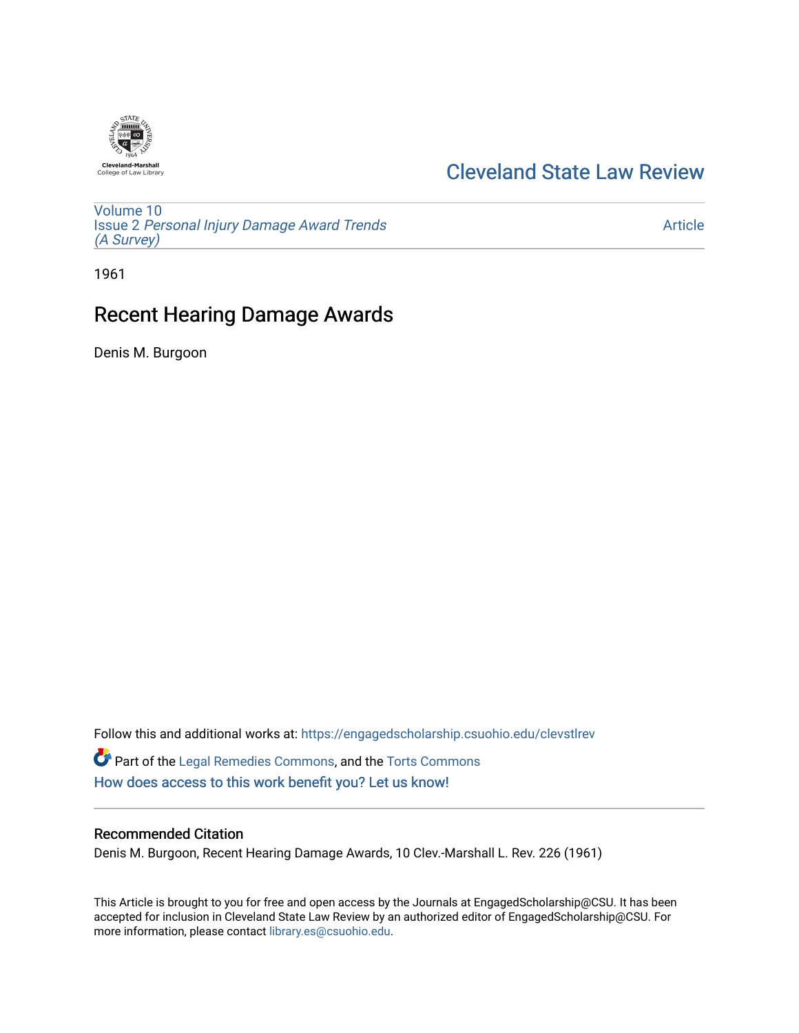Cleveland-Marshall College of Law Library

# Cleveland State Law Review

Volume 10
Issue 2 *Personal Injury Damage Award Trends (A Survey)*

Article

1961

## Recent Hearing Damage Awards

Denis M. Burgoon

Follow this and additional works at: https://engagedscholarship.csuohio.edu/clevstlrev

Part of the Legal Remedies Commons, and the Torts Commons

How does access to this work benefit you? Let us know!

### Recommended Citation

Denis M. Burgoon, Recent Hearing Damage Awards, 10 Clev.-Marshall L. Rev. 226 (1961)

This Article is brought to you for free and open access by the Journals at EngagedScholarship@CSU. It has been accepted for inclusion in Cleveland State Law Review by an authorized editor of EngagedScholarship@CSU. For more information, please contact library.es@csuohio.edu.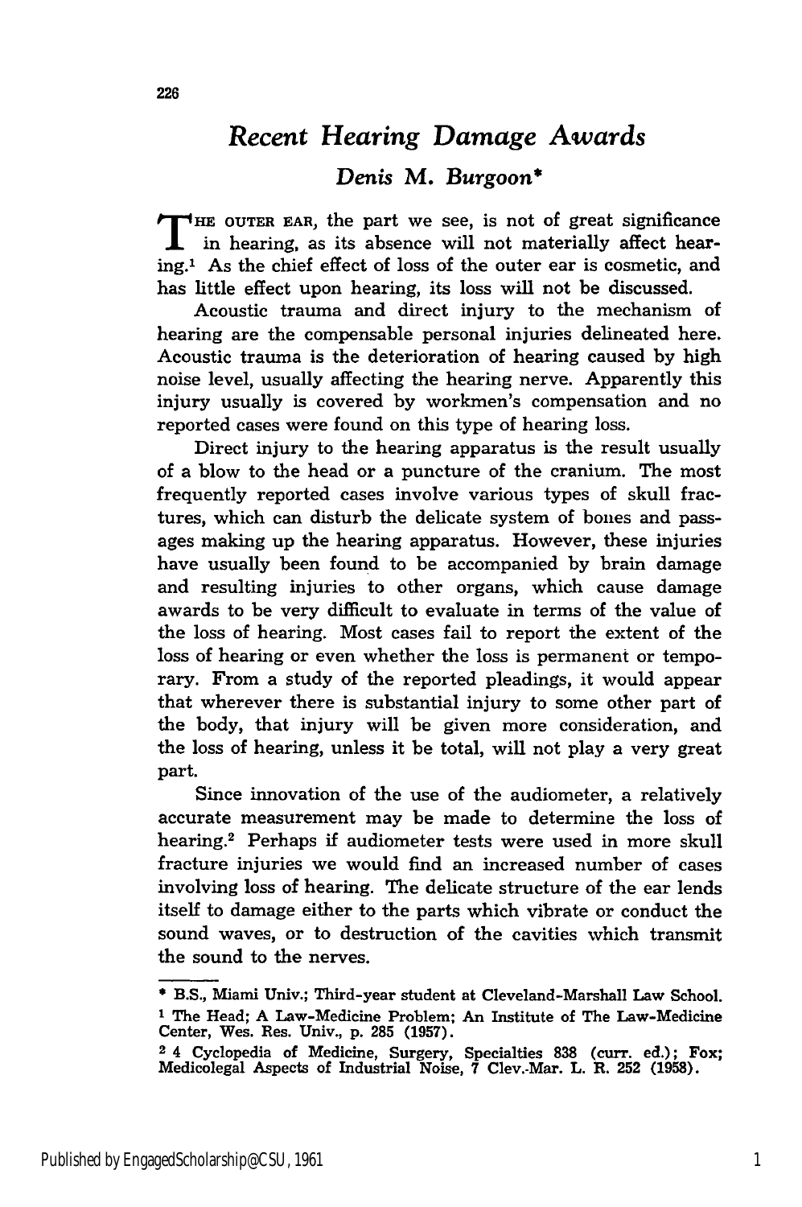# *Recent Hearing Damage Awards*

### *Denis M. Burgoon**

THE OUTER EAR, the part we see, is not of great significance in hearing, as its absence will not materially affect hearing.[1] As the chief effect of loss of the outer ear is cosmetic, and has little effect upon hearing, its loss will not be discussed.

Acoustic trauma and direct injury to the mechanism of hearing are the compensable personal injuries delineated here. Acoustic trauma is the deterioration of hearing caused by high noise level, usually affecting the hearing nerve. Apparently this injury usually is covered by workmen's compensation and no reported cases were found on this type of hearing loss.

Direct injury to the hearing apparatus is the result usually of a blow to the head or a puncture of the cranium. The most frequently reported cases involve various types of skull fractures, which can disturb the delicate system of bones and passages making up the hearing apparatus. However, these injuries have usually been found to be accompanied by brain damage and resulting injuries to other organs, which cause damage awards to be very difficult to evaluate in terms of the value of the loss of hearing. Most cases fail to report the extent of the loss of hearing or even whether the loss is permanent or temporary. From a study of the reported pleadings, it would appear that wherever there is substantial injury to some other part of the body, that injury will be given more consideration, and the loss of hearing, unless it be total, will not play a very great part.

Since innovation of the use of the audiometer, a relatively accurate measurement may be made to determine the loss of hearing.[2] Perhaps if audiometer tests were used in more skull fracture injuries we would find an increased number of cases involving loss of hearing. The delicate structure of the ear lends itself to damage either to the parts which vibrate or conduct the sound waves, or to destruction of the cavities which transmit the sound to the nerves.

---

* B.S., Miami Univ.; Third-year student at Cleveland-Marshall Law School.

[1] The Head; A Law-Medicine Problem; An Institute of The Law-Medicine Center, Wes. Res. Univ., p. 285 (1957).

[2] 4 Cyclopedia of Medicine, Surgery, Specialties 838 (curr. ed.); Fox; Medicolegal Aspects of Industrial Noise, 7 Clev.-Mar. L. R. 252 (1958).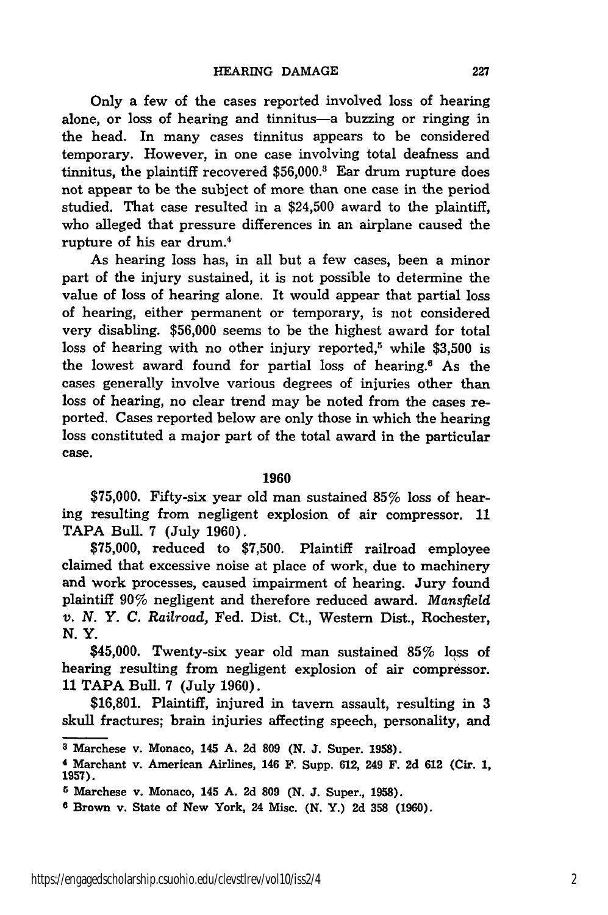Only a few of the cases reported involved loss of hearing alone, or loss of hearing and tinnitus—a buzzing or ringing in the head. In many cases tinnitus appears to be considered temporary. However, in one case involving total deafness and tinnitus, the plaintiff recovered $56,000.[3] Ear drum rupture does not appear to be the subject of more than one case in the period studied. That case resulted in a $24,500 award to the plaintiff, who alleged that pressure differences in an airplane caused the rupture of his ear drum.[4]

As hearing loss has, in all but a few cases, been a minor part of the injury sustained, it is not possible to determine the value of loss of hearing alone. It would appear that partial loss of hearing, either permanent or temporary, is not considered very disabling. $56,000 seems to be the highest award for total loss of hearing with no other injury reported,[5] while $3,500 is the lowest award found for partial loss of hearing.[6] As the cases generally involve various degrees of injuries other than loss of hearing, no clear trend may be noted from the cases reported. Cases reported below are only those in which the hearing loss constituted a major part of the total award in the particular case.

## 1960

$75,000. Fifty-six year old man sustained 85% loss of hearing resulting from negligent explosion of air compressor. 11 TAPA Bull. 7 (July 1960).

$75,000, reduced to $7,500. Plaintiff railroad employee claimed that excessive noise at place of work, due to machinery and work processes, caused impairment of hearing. Jury found plaintiff 90% negligent and therefore reduced award. *Mansfield v. N. Y. C. Railroad,* Fed. Dist. Ct., Western Dist., Rochester, N. Y.

$45,000. Twenty-six year old man sustained 85% loss of hearing resulting from negligent explosion of air compressor. 11 TAPA Bull. 7 (July 1960).

$16,801. Plaintiff, injured in tavern assault, resulting in 3 skull fractures; brain injuries affecting speech, personality, and

---

[3] Marchese v. Monaco, 145 A. 2d 809 (N. J. Super. 1958).

[4] Marchant v. American Airlines, 146 F. Supp. 612, 249 F. 2d 612 (Cir. 1, 1957).

[5] Marchese v. Monaco, 145 A. 2d 809 (N. J. Super., 1958).

[6] Brown v. State of New York, 24 Misc. (N. Y.) 2d 358 (1960).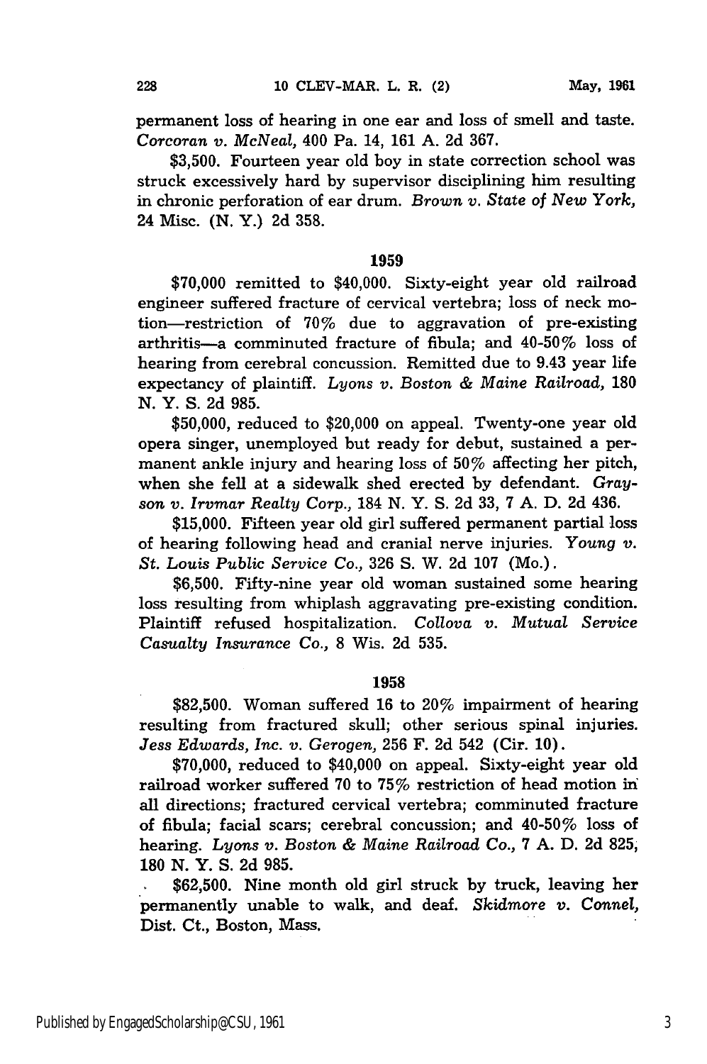permanent loss of hearing in one ear and loss of smell and taste. *Corcoran v. McNeal,* 400 Pa. 14, 161 A. 2d 367.

$3,500. Fourteen year old boy in state correction school was struck excessively hard by supervisor disciplining him resulting in chronic perforation of ear drum. *Brown v. State of New York,* 24 Misc. (N. Y.) 2d 358.

### 1959

$70,000 remitted to $40,000. Sixty-eight year old railroad engineer suffered fracture of cervical vertebra; loss of neck motion—restriction of 70% due to aggravation of pre-existing arthritis—a comminuted fracture of fibula; and 40-50% loss of hearing from cerebral concussion. Remitted due to 9.43 year life expectancy of plaintiff. *Lyons v. Boston & Maine Railroad,* 180 N. Y. S. 2d 985.

$50,000, reduced to $20,000 on appeal. Twenty-one year old opera singer, unemployed but ready for debut, sustained a permanent ankle injury and hearing loss of 50% affecting her pitch, when she fell at a sidewalk shed erected by defendant. *Grayson v. Irvmar Realty Corp.,* 184 N. Y. S. 2d 33, 7 A. D. 2d 436.

$15,000. Fifteen year old girl suffered permanent partial loss of hearing following head and cranial nerve injuries. *Young v. St. Louis Public Service Co.,* 326 S. W. 2d 107 (Mo.).

$6,500. Fifty-nine year old woman sustained some hearing loss resulting from whiplash aggravating pre-existing condition. Plaintiff refused hospitalization. *Collova v. Mutual Service Casualty Insurance Co.,* 8 Wis. 2d 535.

### 1958

$82,500. Woman suffered 16 to 20% impairment of hearing resulting from fractured skull; other serious spinal injuries. *Jess Edwards, Inc. v. Gerogen,* 256 F. 2d 542 (Cir. 10).

$70,000, reduced to $40,000 on appeal. Sixty-eight year old railroad worker suffered 70 to 75% restriction of head motion in all directions; fractured cervical vertebra; comminuted fracture of fibula; facial scars; cerebral concussion; and 40-50% loss of hearing. *Lyons v. Boston & Maine Railroad Co.,* 7 A. D. 2d 825, 180 N. Y. S. 2d 985.

$62,500. Nine month old girl struck by truck, leaving her permanently unable to walk, and deaf. *Skidmore v. Connel,* Dist. Ct., Boston, Mass.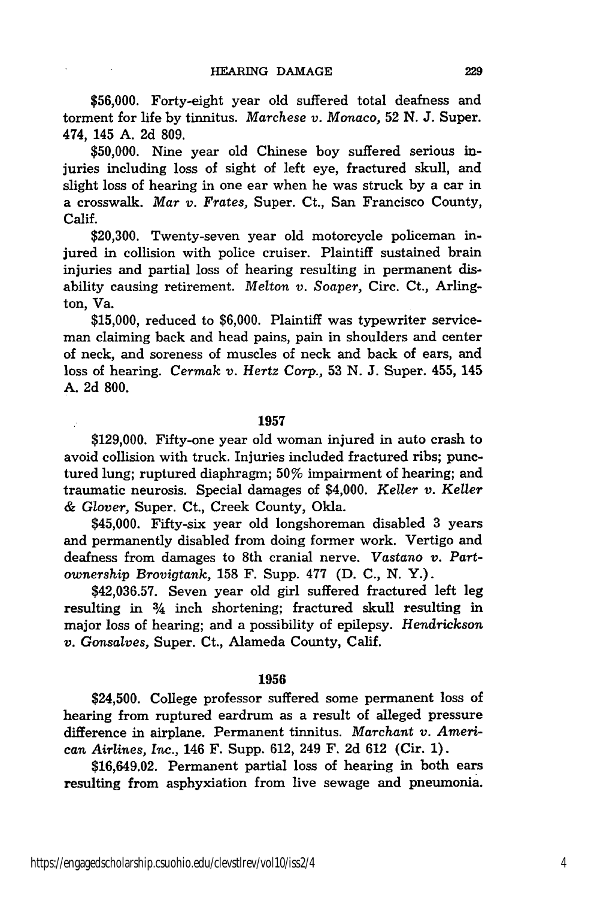$56,000. Forty-eight year old suffered total deafness and torment for life by tinnitus. *Marchese v. Monaco,* 52 N. J. Super. 474, 145 A. 2d 809.

$50,000. Nine year old Chinese boy suffered serious injuries including loss of sight of left eye, fractured skull, and slight loss of hearing in one ear when he was struck by a car in a crosswalk. *Mar v. Frates,* Super. Ct., San Francisco County, Calif.

$20,300. Twenty-seven year old motorcycle policeman injured in collision with police cruiser. Plaintiff sustained brain injuries and partial loss of hearing resulting in permanent disability causing retirement. *Melton v. Soaper,* Circ. Ct., Arlington, Va.

$15,000, reduced to $6,000. Plaintiff was typewriter serviceman claiming back and head pains, pain in shoulders and center of neck, and soreness of muscles of neck and back of ears, and loss of hearing. *Cermak v. Hertz Corp.,* 53 N. J. Super. 455, 145 A. 2d 800.

## 1957

$129,000. Fifty-one year old woman injured in auto crash to avoid collision with truck. Injuries included fractured ribs; punctured lung; ruptured diaphragm; 50% impairment of hearing; and traumatic neurosis. Special damages of $4,000. *Keller v. Keller & Glover,* Super. Ct., Creek County, Okla.

$45,000. Fifty-six year old longshoreman disabled 3 years and permanently disabled from doing former work. Vertigo and deafness from damages to 8th cranial nerve. *Vastano v. Partownership Brovigtank,* 158 F. Supp. 477 (D. C., N. Y.).

$42,036.57. Seven year old girl suffered fractured left leg resulting in ¾ inch shortening; fractured skull resulting in major loss of hearing; and a possibility of epilepsy. *Hendrickson v. Gonsalves,* Super. Ct., Alameda County, Calif.

## 1956

$24,500. College professor suffered some permanent loss of hearing from ruptured eardrum as a result of alleged pressure difference in airplane. Permanent tinnitus. *Marchant v. American Airlines, Inc.,* 146 F. Supp. 612, 249 F. 2d 612 (Cir. 1).

$16,649.02. Permanent partial loss of hearing in both ears resulting from asphyxiation from live sewage and pneumonia.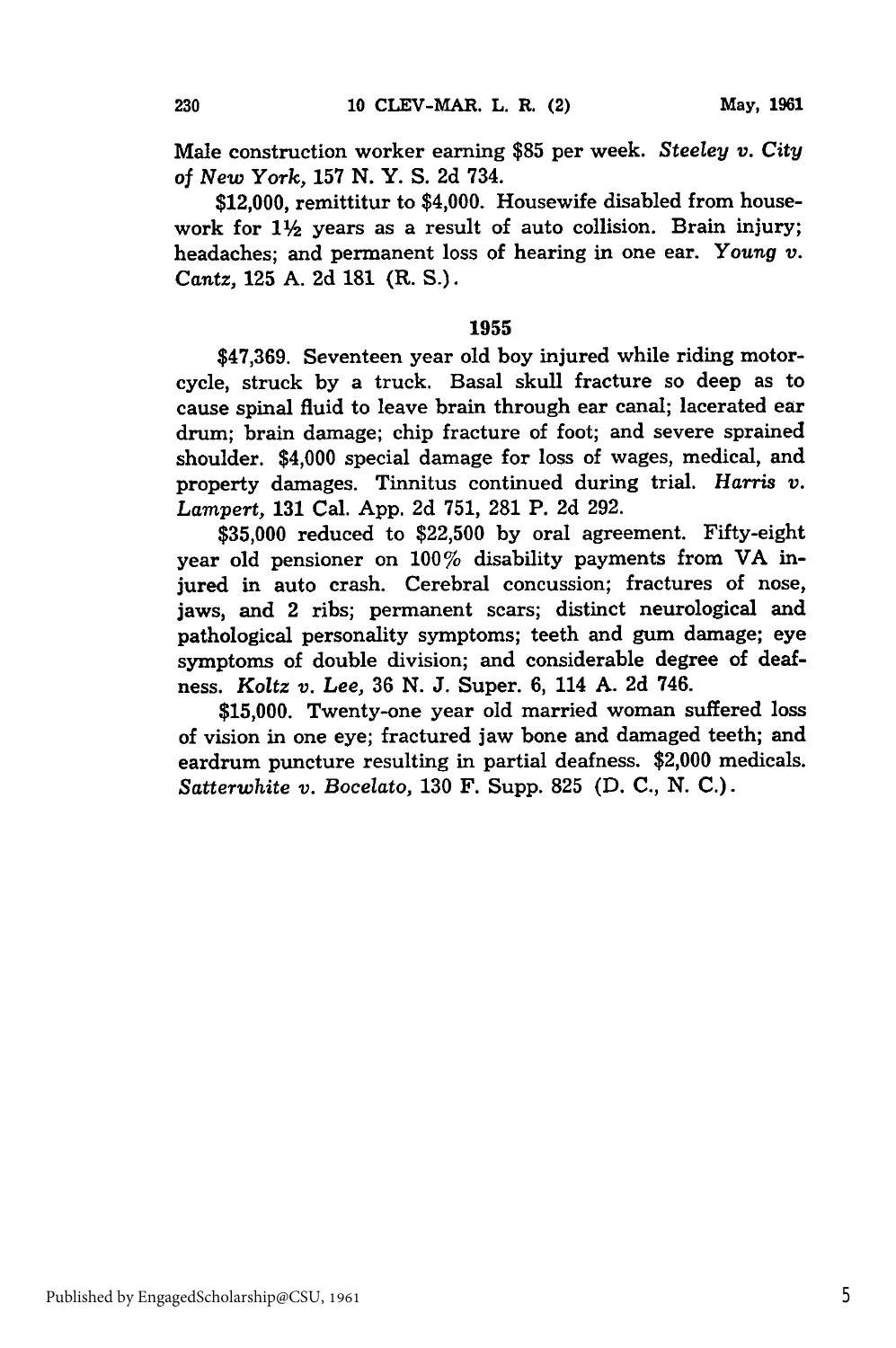Male construction worker earning \$85 per week. *Steeley v. City of New York,* 157 N. Y. S. 2d 734.

\$12,000, remittitur to \$4,000. Housewife disabled from housework for 1½ years as a result of auto collision. Brain injury; headaches; and permanent loss of hearing in one ear. *Young v. Cantz,* 125 A. 2d 181 (R. S.).

### 1955

\$47,369. Seventeen year old boy injured while riding motorcycle, struck by a truck. Basal skull fracture so deep as to cause spinal fluid to leave brain through ear canal; lacerated ear drum; brain damage; chip fracture of foot; and severe sprained shoulder. \$4,000 special damage for loss of wages, medical, and property damages. Tinnitus continued during trial. *Harris v. Lampert,* 131 Cal. App. 2d 751, 281 P. 2d 292.

\$35,000 reduced to \$22,500 by oral agreement. Fifty-eight year old pensioner on 100% disability payments from VA injured in auto crash. Cerebral concussion; fractures of nose, jaws, and 2 ribs; permanent scars; distinct neurological and pathological personality symptoms; teeth and gum damage; eye symptoms of double division; and considerable degree of deafness. *Koltz v. Lee,* 36 N. J. Super. 6, 114 A. 2d 746.

\$15,000. Twenty-one year old married woman suffered loss of vision in one eye; fractured jaw bone and damaged teeth; and eardrum puncture resulting in partial deafness. \$2,000 medicals. *Satterwhite v. Bocelato,* 130 F. Supp. 825 (D. C., N. C.).